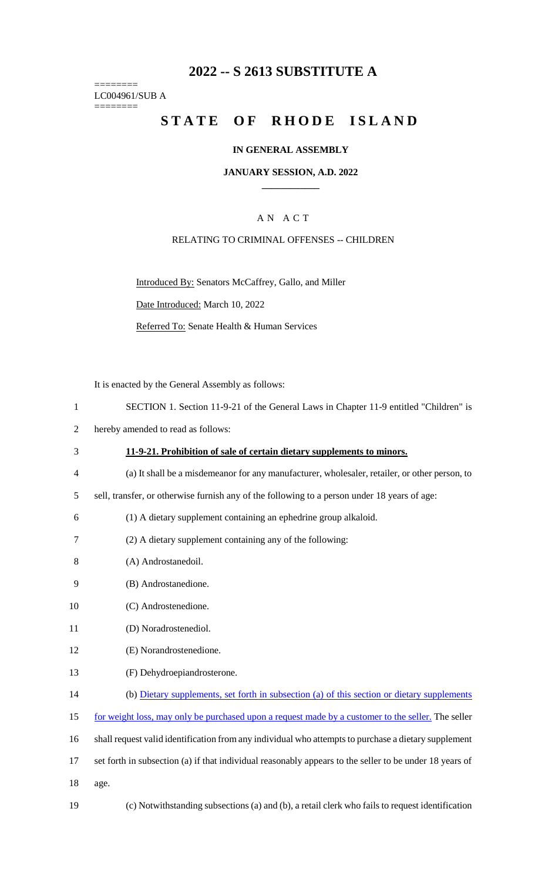# 2022 -- S 2613 SUBSTITUTE A

========
LC004961/SUB A
========

# STATE OF RHODE ISLAND

### IN GENERAL ASSEMBLY

### JANUARY SESSION, A.D. 2022

## A N A C T

RELATING TO CRIMINAL OFFENSES -- CHILDREN

Introduced By: Senators McCaffrey, Gallo, and Miller

Date Introduced: March 10, 2022

Referred To: Senate Health & Human Services

It is enacted by the General Assembly as follows:

1 SECTION 1. Section 11-9-21 of the General Laws in Chapter 11-9 entitled "Children" is
2 hereby amended to read as follows:

3 **11-9-21. Prohibition of sale of certain dietary supplements to minors.**

4 (a) It shall be a misdemeanor for any manufacturer, wholesaler, retailer, or other person, to
5 sell, transfer, or otherwise furnish any of the following to a person under 18 years of age:

6 (1) A dietary supplement containing an ephedrine group alkaloid.

7 (2) A dietary supplement containing any of the following:

8 (A) Androstanedoil.

9 (B) Androstanedione.

10 (C) Androstenedione.

11 (D) Noradrostenediol.

12 (E) Norandrostenedione.

13 (F) Dehydroepiandrosterone.

14 (b) Dietary supplements, set forth in subsection (a) of this section or dietary supplements
15 for weight loss, may only be purchased upon a request made by a customer to the seller. The seller
16 shall request valid identification from any individual who attempts to purchase a dietary supplement
17 set forth in subsection (a) if that individual reasonably appears to the seller to be under 18 years of
18 age.

19 (c) Notwithstanding subsections (a) and (b), a retail clerk who fails to request identification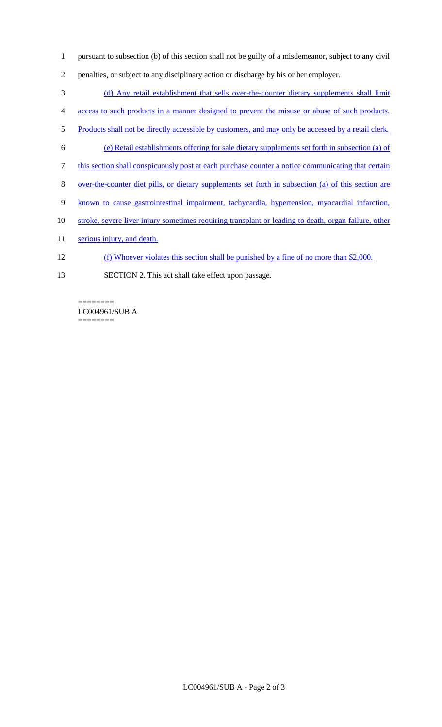pursuant to subsection (b) of this section shall not be guilty of a misdemeanor, subject to any civil penalties, or subject to any disciplinary action or discharge by his or her employer.

(d) Any retail establishment that sells over-the-counter dietary supplements shall limit access to such products in a manner designed to prevent the misuse or abuse of such products. Products shall not be directly accessible by customers, and may only be accessed by a retail clerk.

(e) Retail establishments offering for sale dietary supplements set forth in subsection (a) of this section shall conspicuously post at each purchase counter a notice communicating that certain over-the-counter diet pills, or dietary supplements set forth in subsection (a) of this section are known to cause gastrointestinal impairment, tachycardia, hypertension, myocardial infarction, stroke, severe liver injury sometimes requiring transplant or leading to death, organ failure, other serious injury, and death.

(f) Whoever violates this section shall be punished by a fine of no more than $2,000.

SECTION 2. This act shall take effect upon passage.

========
LC004961/SUB A
========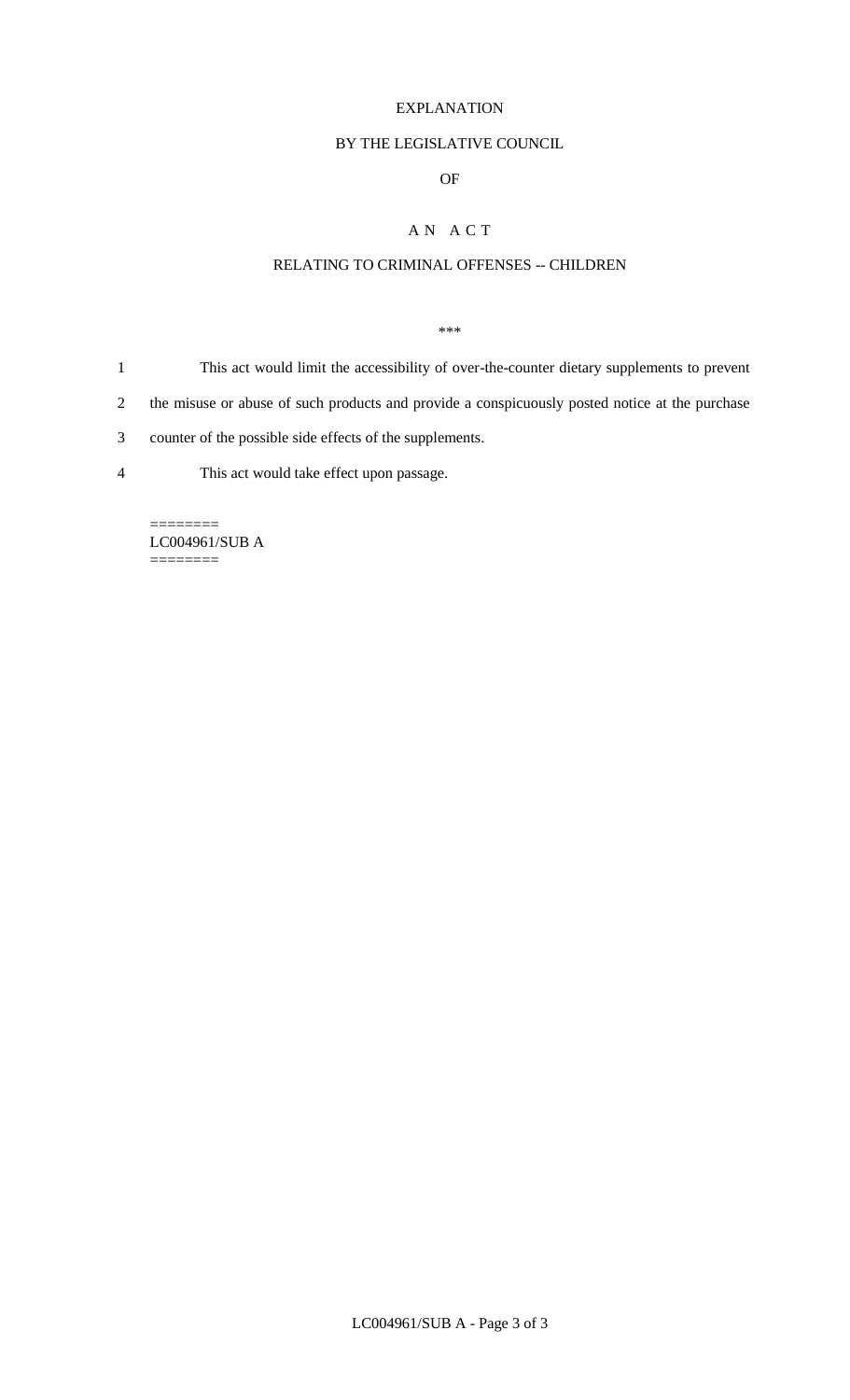EXPLANATION

BY THE LEGISLATIVE COUNCIL

OF

A N A C T

RELATING TO CRIMINAL OFFENSES -- CHILDREN

\*\*\*

1 This act would limit the accessibility of over-the-counter dietary supplements to prevent
2 the misuse or abuse of such products and provide a conspicuously posted notice at the purchase
3 counter of the possible side effects of the supplements.
4 This act would take effect upon passage.

========
LC004961/SUB A
========